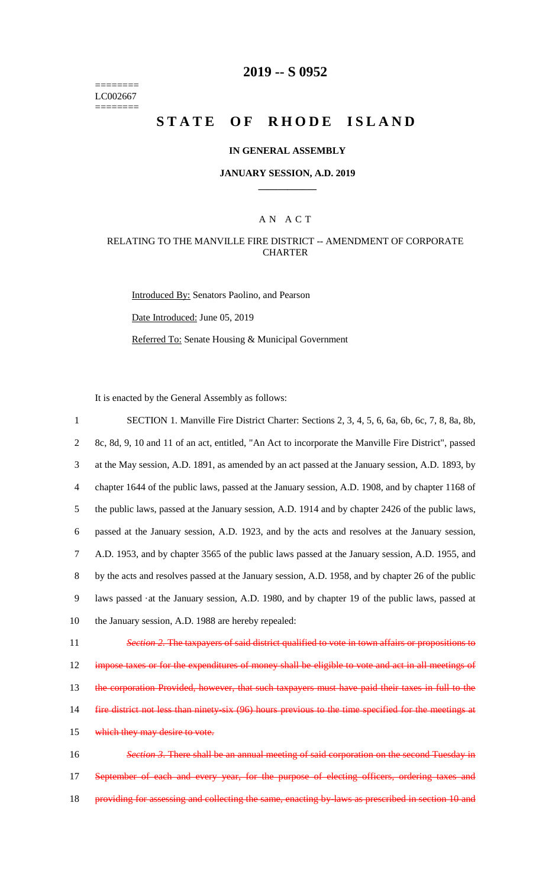========
LC002667
========

# 2019 -- S 0952

# STATE OF RHODE ISLAND

## IN GENERAL ASSEMBLY

### JANUARY SESSION, A.D. 2019

---

## A N A C T

### RELATING TO THE MANVILLE FIRE DISTRICT -- AMENDMENT OF CORPORATE CHARTER

Introduced By: Senators Paolino, and Pearson

Date Introduced: June 05, 2019

Referred To: Senate Housing & Municipal Government

It is enacted by the General Assembly as follows:

1 SECTION 1. Manville Fire District Charter: Sections 2, 3, 4, 5, 6, 6a, 6b, 6c, 7, 8, 8a, 8b,
2 8c, 8d, 9, 10 and 11 of an act, entitled, "An Act to incorporate the Manville Fire District", passed
3 at the May session, A.D. 1891, as amended by an act passed at the January session, A.D. 1893, by
4 chapter 1644 of the public laws, passed at the January session, A.D. 1908, and by chapter 1168 of
5 the public laws, passed at the January session, A.D. 1914 and by chapter 2426 of the public laws,
6 passed at the January session, A.D. 1923, and by the acts and resolves at the January session,
7 A.D. 1953, and by chapter 3565 of the public laws passed at the January session, A.D. 1955, and
8 by the acts and resolves passed at the January session, A.D. 1958, and by chapter 26 of the public
9 laws passed ·at the January session, A.D. 1980, and by chapter 19 of the public laws, passed at
10 the January session, A.D. 1988 are hereby repealed:

11 ~~*Section 2.* The taxpayers of said district qualified to vote in town affairs or propositions to~~
12 ~~impose taxes or for the expenditures of money shall be eligible to vote and act in all meetings of~~
13 ~~the corporation Provided, however, that such taxpayers must have paid their taxes in full to the~~
14 ~~fire district not less than ninety-six (96) hours previous to the time specified for the meetings at~~
15 ~~which they may desire to vote.~~

16 ~~*Section 3.* There shall be an annual meeting of said corporation on the second Tuesday in~~
17 ~~September of each and every year, for the purpose of electing officers, ordering taxes and~~
18 ~~providing for assessing and collecting the same, enacting by-laws as prescribed in section 10 and~~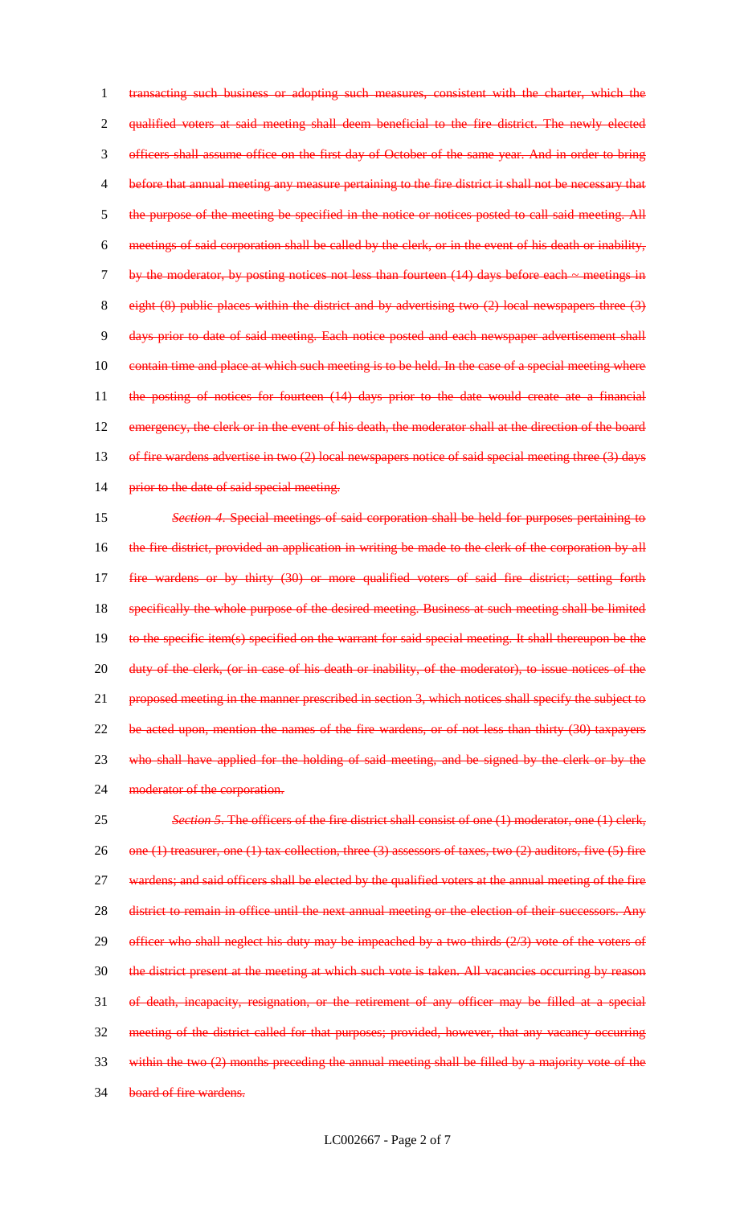~~transacting such business or adopting such measures, consistent with the charter, which the qualified voters at said meeting shall deem beneficial to the fire district. The newly elected officers shall assume office on the first day of October of the same year. And in order to bring before that annual meeting any measure pertaining to the fire district it shall not be necessary that the purpose of the meeting be specified in the notice or notices posted to call said meeting. All meetings of said corporation shall be called by the clerk, or in the event of his death or inability, by the moderator, by posting notices not less than fourteen (14) days before each ~ meetings in eight (8) public places within the district and by advertising two (2) local newspapers three (3) days prior to date of said meeting. Each notice posted and each newspaper advertisement shall contain time and place at which such meeting is to be held. In the case of a special meeting where the posting of notices for fourteen (14) days prior to the date would create ate a financial emergency, the clerk or in the event of his death, the moderator shall at the direction of the board of fire wardens advertise in two (2) local newspapers notice of said special meeting three (3) days prior to the date of said special meeting.~~

~~*Section 4*. Special meetings of said corporation shall be held for purposes pertaining to the fire district, provided an application in writing be made to the clerk of the corporation by all fire wardens or by thirty (30) or more qualified voters of said fire district; setting forth specifically the whole purpose of the desired meeting. Business at such meeting shall be limited to the specific item(s) specified on the warrant for said special meeting. It shall thereupon be the duty of the clerk, (or in case of his death or inability, of the moderator), to issue notices of the proposed meeting in the manner prescribed in section 3, which notices shall specify the subject to be acted upon, mention the names of the fire wardens, or of not less than thirty (30) taxpayers who shall have applied for the holding of said meeting, and be signed by the clerk or by the moderator of the corporation.~~

~~*Section 5*. The officers of the fire district shall consist of one (1) moderator, one (1) clerk, one (1) treasurer, one (1) tax collection, three (3) assessors of taxes, two (2) auditors, five (5) fire wardens; and said officers shall be elected by the qualified voters at the annual meeting of the fire district to remain in office until the next annual meeting or the election of their successors. Any officer who shall neglect his duty may be impeached by a two-thirds (2/3) vote of the voters of the district present at the meeting at which such vote is taken. All vacancies occurring by reason of death, incapacity, resignation, or the retirement of any officer may be filled at a special meeting of the district called for that purposes; provided, however, that any vacancy occurring within the two (2) months preceding the annual meeting shall be filled by a majority vote of the board of fire wardens.~~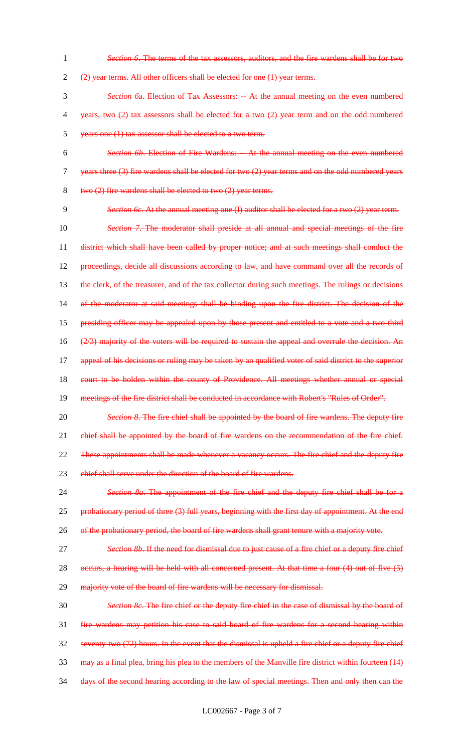~~*Section 6*. The terms of the tax assessors, auditors, and the fire wardens shall be for two (2) year terms. All other officers shall be elected for one (1) year terms.~~

~~*Section 6a*. Election of Tax Assessors: -- At the annual meeting on the even numbered years, two (2) tax assessors shall be elected for a two (2) year term and on the odd numbered years one (1) tax assessor shall be elected to a two term.~~

~~*Section 6b*. Election of Fire Wardens: -- At the annual meeting on the even numbered years three (3) fire wardens shall be elected for two (2) year terms and on the odd numbered years two (2) fire wardens shall be elected to two (2) year terms.~~

~~*Section 6c*. At the annual meeting one (I) auditor shall be elected for a two (2) year term.~~

~~*Section 7*. The moderator shall preside at all annual and special meetings of the fire district which shall have been called by proper notice; and at such meetings shall conduct the proceedings, decide all discussions according to law, and have command over all the records of the clerk, of the treasurer, and of the tax collector during such meetings. The rulings or decisions of the moderator at said meetings shall be binding upon the fire district. The decision of the presiding officer may be appealed upon by those present and entitled to a vote and a two-third (2/3) majority of the voters will be required to sustain the appeal and overrule the decision. An appeal of his decisions or ruling may be taken by an qualified voter of said district to the superior court to be holden within the county of Providence. All meetings whether annual or special meetings of the fire district shall be conducted in accordance with Robert's "Rules of Order".~~

~~*Section 8*. The fire chief shall be appointed by the board of fire wardens. The deputy fire chief shall be appointed by the board of fire wardens on the recommendation of the fire chief. These appointments shall be made whenever a vacancy occurs. The fire chief and the deputy fire chief shall serve under the direction of the board of fire wardens.~~

~~*Section 8a*. The appointment of the fire chief and the deputy fire chief shall be for a probationary period of three (3) full years, beginning with the first day of appointment. At the end of the probationary period, the board of fire wardens shall grant tenure with a majority vote.~~

~~*Section 8b*. If the need for dismissal due to just cause of a fire chief or a deputy fire chief occurs, a hearing will be held with all concerned present. At that time a four (4) out of five (5) majority vote of the board of fire wardens will be necessary for dismissal.~~

~~*Section 8c*. The fire chief or the deputy fire chief in the case of dismissal by the board of fire wardens may petition his case to said board of fire wardens for a second hearing within seventy-two (72) hours. In the event that the dismissal is upheld a fire chief or a deputy fire chief may as a final plea, bring his plea to the members of the Manville fire district within fourteen (14) days of the second hearing according to the law of special meetings. Then and only then can the~~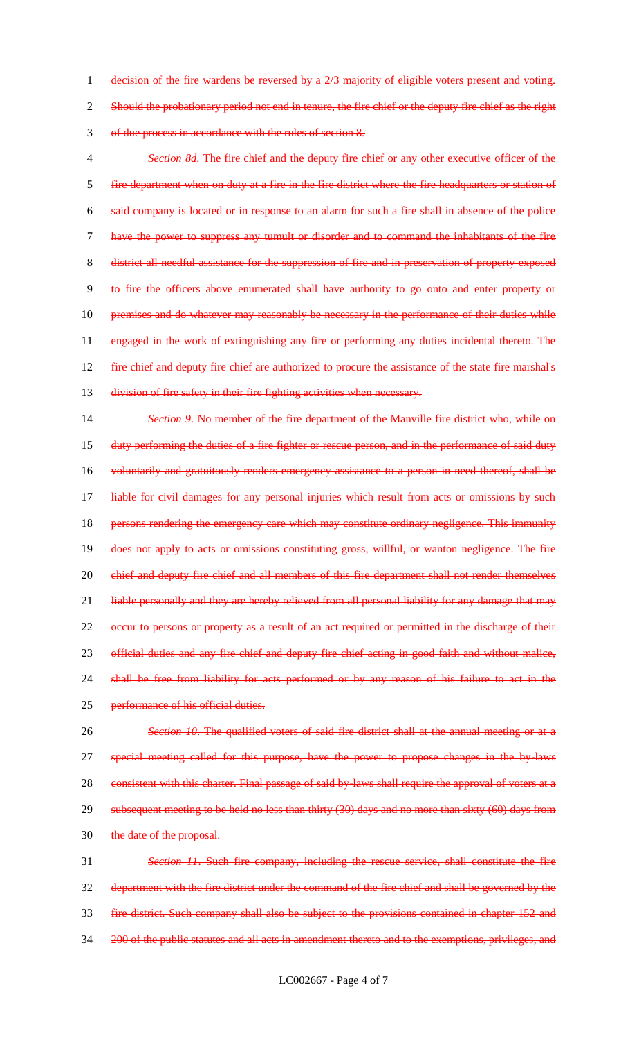~~decision of the fire wardens be reversed by a 2/3 majority of eligible voters present and voting. Should the probationary period not end in tenure, the fire chief or the deputy fire chief as the right of due process in accordance with the rules of section 8.~~

~~*Section 8d*. The fire chief and the deputy fire chief or any other executive officer of the fire department when on duty at a fire in the fire district where the fire headquarters or station of said company is located or in response to an alarm for such a fire shall in absence of the police have the power to suppress any tumult or disorder and to command the inhabitants of the fire district all needful assistance for the suppression of fire and in preservation of property exposed to fire the officers above enumerated shall have authority to go onto and enter property or premises and do whatever may reasonably be necessary in the performance of their duties while engaged in the work of extinguishing any fire or performing any duties incidental thereto. The fire chief and deputy fire chief are authorized to procure the assistance of the state fire marshal's division of fire safety in their fire fighting activities when necessary.~~

~~*Section 9*. No member of the fire department of the Manville fire district who, while on duty performing the duties of a fire fighter or rescue person, and in the performance of said duty voluntarily and gratuitously renders emergency assistance to a person in need thereof, shall be liable for civil damages for any personal injuries which result from acts or omissions by such persons rendering the emergency care which may constitute ordinary negligence. This immunity does not apply to acts or omissions constituting gross, willful, or wanton negligence. The fire chief and deputy fire chief and all members of this fire department shall not render themselves liable personally and they are hereby relieved from all personal liability for any damage that may occur to persons or property as a result of an act required or permitted in the discharge of their official duties and any fire chief and deputy fire chief acting in good faith and without malice, shall be free from liability for acts performed or by any reason of his failure to act in the performance of his official duties.~~

~~*Section 10*. The qualified voters of said fire district shall at the annual meeting or at a special meeting called for this purpose, have the power to propose changes in the by-laws consistent with this charter. Final passage of said by-laws shall require the approval of voters at a subsequent meeting to be held no less than thirty (30) days and no more than sixty (60) days from the date of the proposal.~~

~~*Section 11*. Such fire company, including the rescue service, shall constitute the fire department with the fire district under the command of the fire chief and shall be governed by the fire district. Such company shall also be subject to the provisions contained in chapter 152 and 200 of the public statutes and all acts in amendment thereto and to the exemptions, privileges, and~~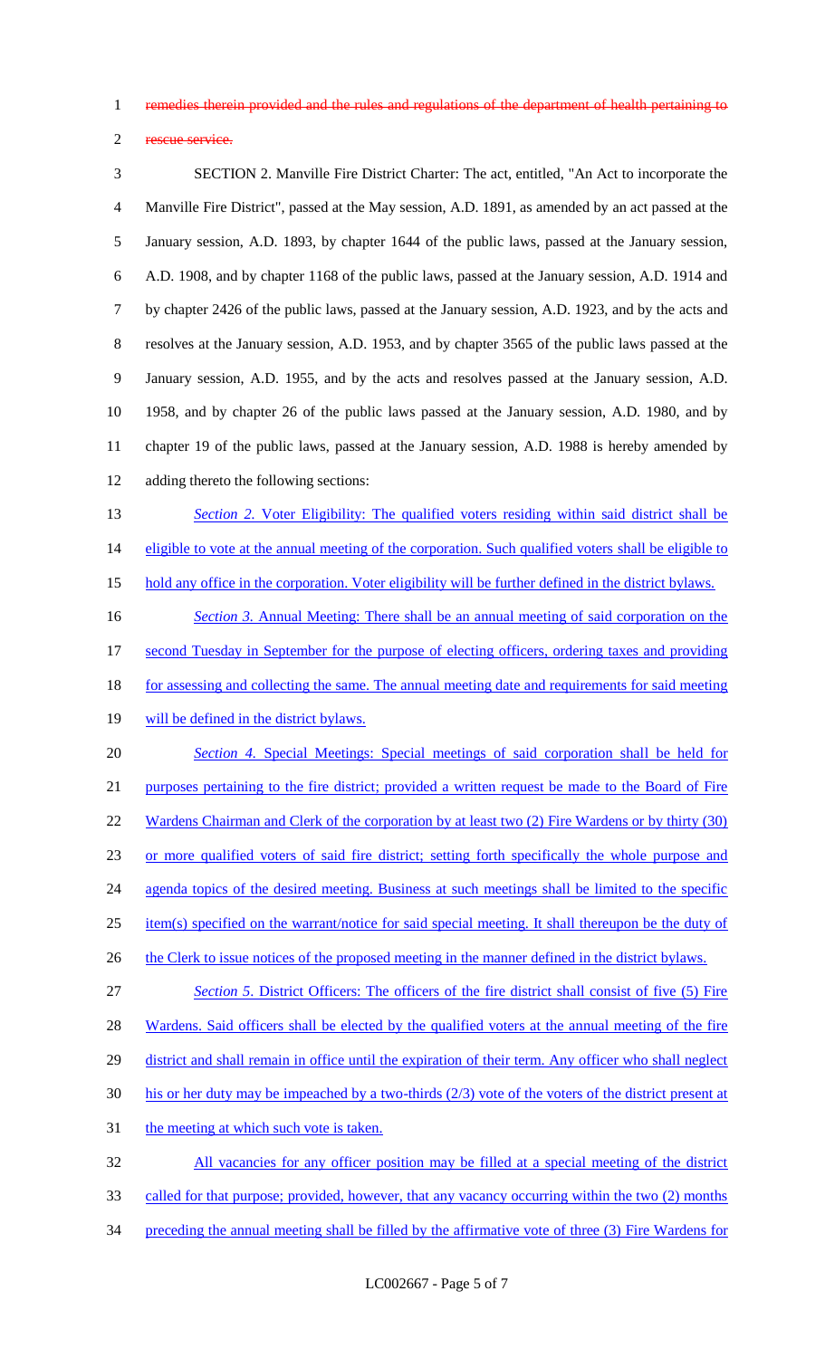~~remedies therein provided and the rules and regulations of the department of health pertaining to rescue service.~~

SECTION 2. Manville Fire District Charter: The act, entitled, "An Act to incorporate the Manville Fire District", passed at the May session, A.D. 1891, as amended by an act passed at the January session, A.D. 1893, by chapter 1644 of the public laws, passed at the January session, A.D. 1908, and by chapter 1168 of the public laws, passed at the January session, A.D. 1914 and by chapter 2426 of the public laws, passed at the January session, A.D. 1923, and by the acts and resolves at the January session, A.D. 1953, and by chapter 3565 of the public laws passed at the January session, A.D. 1955, and by the acts and resolves passed at the January session, A.D. 1958, and by chapter 26 of the public laws passed at the January session, A.D. 1980, and by chapter 19 of the public laws, passed at the January session, A.D. 1988 is hereby amended by adding thereto the following sections:

<u>*Section 2.* Voter Eligibility: The qualified voters residing within said district shall be eligible to vote at the annual meeting of the corporation. Such qualified voters shall be eligible to hold any office in the corporation. Voter eligibility will be further defined in the district bylaws.</u>

<u>*Section 3.* Annual Meeting: There shall be an annual meeting of said corporation on the second Tuesday in September for the purpose of electing officers, ordering taxes and providing for assessing and collecting the same. The annual meeting date and requirements for said meeting will be defined in the district bylaws.</u>

<u>*Section 4.* Special Meetings: Special meetings of said corporation shall be held for purposes pertaining to the fire district; provided a written request be made to the Board of Fire Wardens Chairman and Clerk of the corporation by at least two (2) Fire Wardens or by thirty (30) or more qualified voters of said fire district; setting forth specifically the whole purpose and agenda topics of the desired meeting. Business at such meetings shall be limited to the specific item(s) specified on the warrant/notice for said special meeting. It shall thereupon be the duty of the Clerk to issue notices of the proposed meeting in the manner defined in the district bylaws.</u>

<u>*Section 5.* District Officers: The officers of the fire district shall consist of five (5) Fire Wardens. Said officers shall be elected by the qualified voters at the annual meeting of the fire district and shall remain in office until the expiration of their term. Any officer who shall neglect his or her duty may be impeached by a two-thirds (2/3) vote of the voters of the district present at the meeting at which such vote is taken.</u>

<u>All vacancies for any officer position may be filled at a special meeting of the district called for that purpose; provided, however, that any vacancy occurring within the two (2) months preceding the annual meeting shall be filled by the affirmative vote of three (3) Fire Wardens for</u>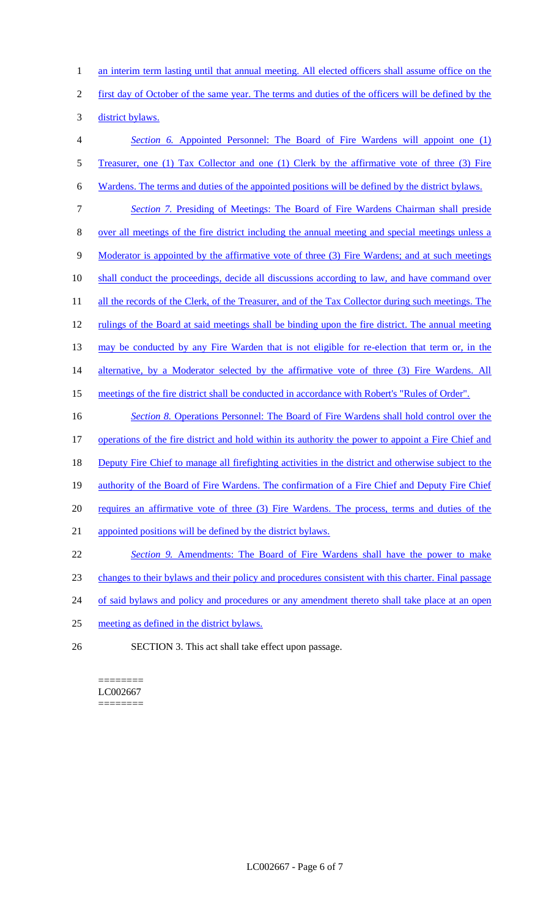an interim term lasting until that annual meeting. All elected officers shall assume office on the first day of October of the same year. The terms and duties of the officers will be defined by the district bylaws.

*Section 6.* Appointed Personnel: The Board of Fire Wardens will appoint one (1) Treasurer, one (1) Tax Collector and one (1) Clerk by the affirmative vote of three (3) Fire Wardens. The terms and duties of the appointed positions will be defined by the district bylaws.

*Section 7.* Presiding of Meetings: The Board of Fire Wardens Chairman shall preside over all meetings of the fire district including the annual meeting and special meetings unless a Moderator is appointed by the affirmative vote of three (3) Fire Wardens; and at such meetings shall conduct the proceedings, decide all discussions according to law, and have command over all the records of the Clerk, of the Treasurer, and of the Tax Collector during such meetings. The rulings of the Board at said meetings shall be binding upon the fire district. The annual meeting may be conducted by any Fire Warden that is not eligible for re-election that term or, in the alternative, by a Moderator selected by the affirmative vote of three (3) Fire Wardens. All meetings of the fire district shall be conducted in accordance with Robert's "Rules of Order".

*Section 8.* Operations Personnel: The Board of Fire Wardens shall hold control over the operations of the fire district and hold within its authority the power to appoint a Fire Chief and Deputy Fire Chief to manage all firefighting activities in the district and otherwise subject to the authority of the Board of Fire Wardens. The confirmation of a Fire Chief and Deputy Fire Chief requires an affirmative vote of three (3) Fire Wardens. The process, terms and duties of the appointed positions will be defined by the district bylaws.

*Section 9.* Amendments: The Board of Fire Wardens shall have the power to make changes to their bylaws and their policy and procedures consistent with this charter. Final passage of said bylaws and policy and procedures or any amendment thereto shall take place at an open meeting as defined in the district bylaws.

SECTION 3. This act shall take effect upon passage.

========
LC002667
========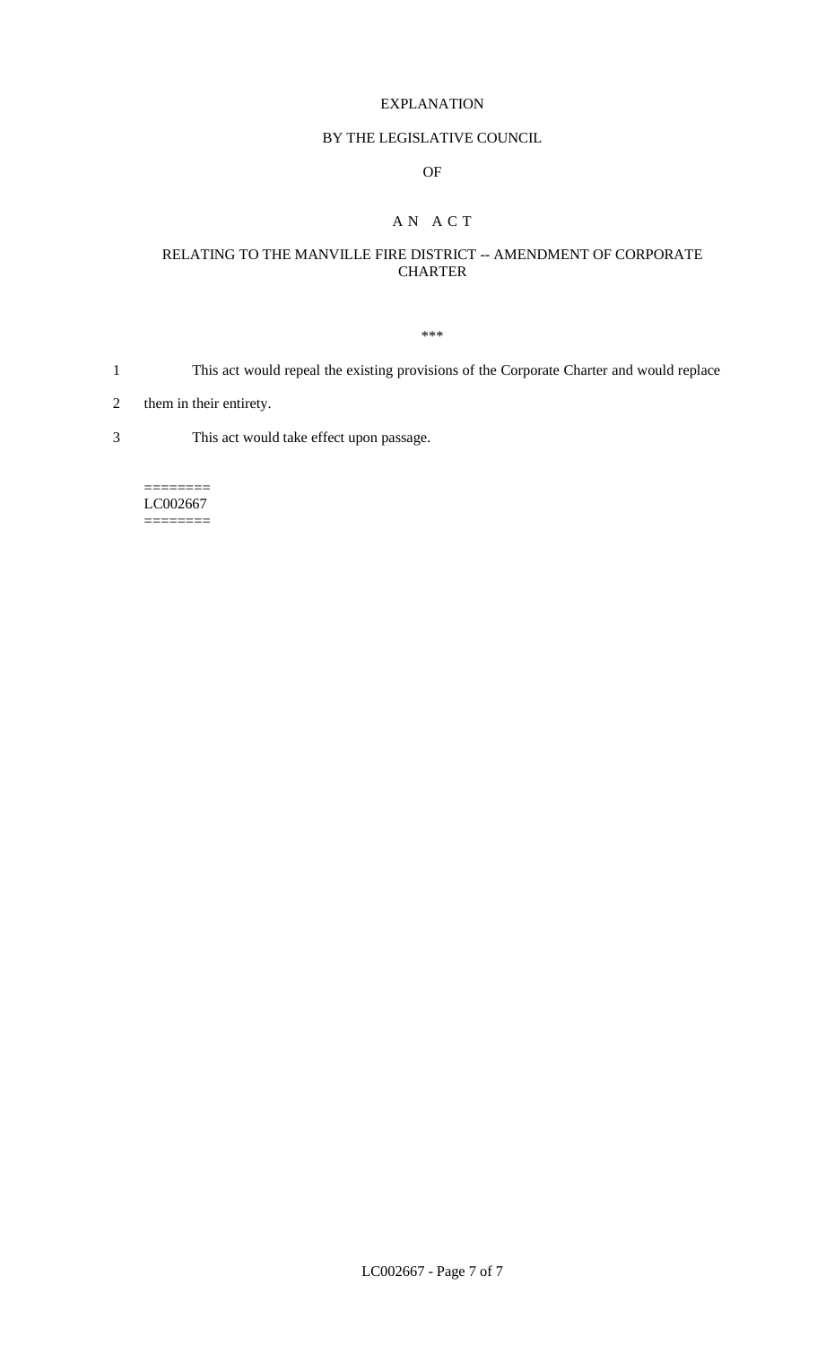EXPLANATION

BY THE LEGISLATIVE COUNCIL

OF

A N A C T

RELATING TO THE MANVILLE FIRE DISTRICT -- AMENDMENT OF CORPORATE CHARTER

***

1 This act would repeal the existing provisions of the Corporate Charter and would replace

2 them in their entirety.

3 This act would take effect upon passage.

========
LC002667
========